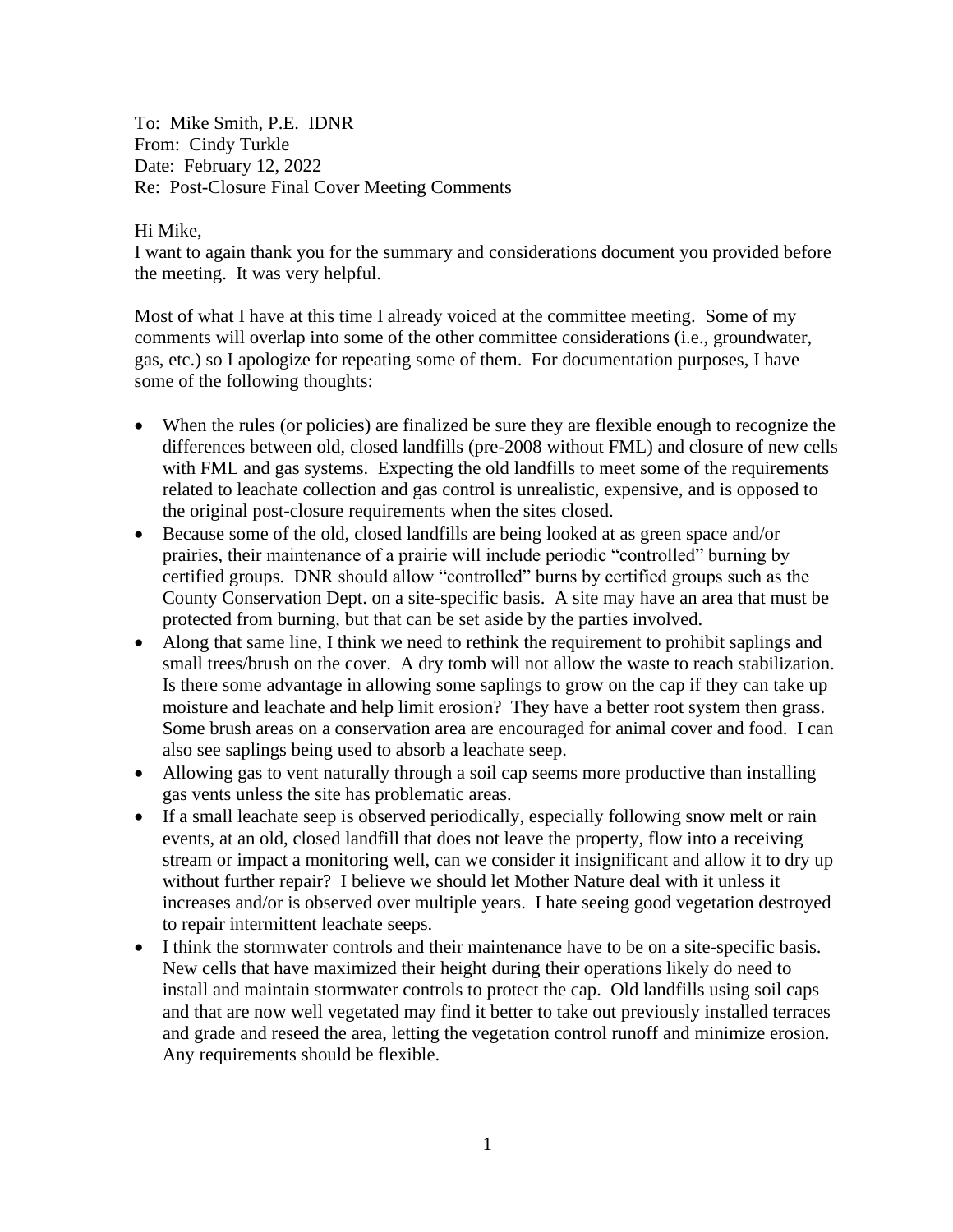To: Mike Smith, P.E. IDNR
From: Cindy Turkle
Date: February 12, 2022
Re: Post-Closure Final Cover Meeting Comments

Hi Mike,
I want to again thank you for the summary and considerations document you provided before the meeting. It was very helpful.

Most of what I have at this time I already voiced at the committee meeting. Some of my comments will overlap into some of the other committee considerations (i.e., groundwater, gas, etc.) so I apologize for repeating some of them. For documentation purposes, I have some of the following thoughts:

- When the rules (or policies) are finalized be sure they are flexible enough to recognize the differences between old, closed landfills (pre-2008 without FML) and closure of new cells with FML and gas systems. Expecting the old landfills to meet some of the requirements related to leachate collection and gas control is unrealistic, expensive, and is opposed to the original post-closure requirements when the sites closed.
- Because some of the old, closed landfills are being looked at as green space and/or prairies, their maintenance of a prairie will include periodic "controlled" burning by certified groups. DNR should allow "controlled" burns by certified groups such as the County Conservation Dept. on a site-specific basis. A site may have an area that must be protected from burning, but that can be set aside by the parties involved.
- Along that same line, I think we need to rethink the requirement to prohibit saplings and small trees/brush on the cover. A dry tomb will not allow the waste to reach stabilization. Is there some advantage in allowing some saplings to grow on the cap if they can take up moisture and leachate and help limit erosion? They have a better root system then grass. Some brush areas on a conservation area are encouraged for animal cover and food. I can also see saplings being used to absorb a leachate seep.
- Allowing gas to vent naturally through a soil cap seems more productive than installing gas vents unless the site has problematic areas.
- If a small leachate seep is observed periodically, especially following snow melt or rain events, at an old, closed landfill that does not leave the property, flow into a receiving stream or impact a monitoring well, can we consider it insignificant and allow it to dry up without further repair? I believe we should let Mother Nature deal with it unless it increases and/or is observed over multiple years. I hate seeing good vegetation destroyed to repair intermittent leachate seeps.
- I think the stormwater controls and their maintenance have to be on a site-specific basis. New cells that have maximized their height during their operations likely do need to install and maintain stormwater controls to protect the cap. Old landfills using soil caps and that are now well vegetated may find it better to take out previously installed terraces and grade and reseed the area, letting the vegetation control runoff and minimize erosion. Any requirements should be flexible.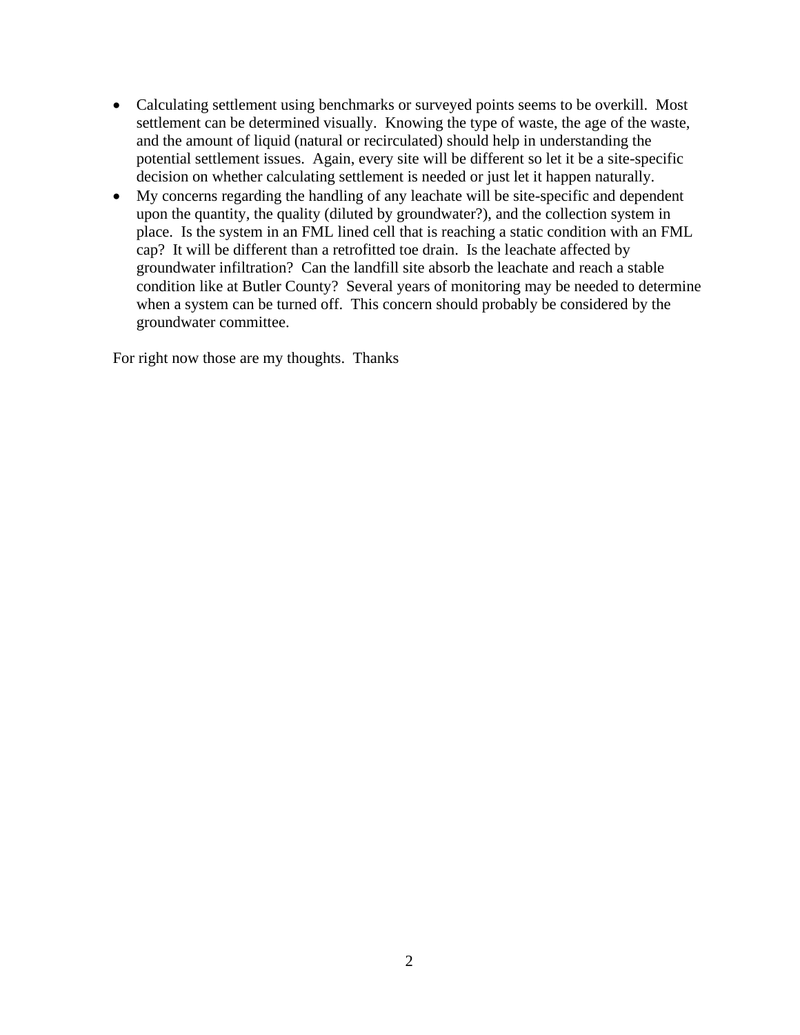- Calculating settlement using benchmarks or surveyed points seems to be overkill. Most settlement can be determined visually. Knowing the type of waste, the age of the waste, and the amount of liquid (natural or recirculated) should help in understanding the potential settlement issues. Again, every site will be different so let it be a site-specific decision on whether calculating settlement is needed or just let it happen naturally.
- My concerns regarding the handling of any leachate will be site-specific and dependent upon the quantity, the quality (diluted by groundwater?), and the collection system in place. Is the system in an FML lined cell that is reaching a static condition with an FML cap? It will be different than a retrofitted toe drain. Is the leachate affected by groundwater infiltration? Can the landfill site absorb the leachate and reach a stable condition like at Butler County? Several years of monitoring may be needed to determine when a system can be turned off. This concern should probably be considered by the groundwater committee.

For right now those are my thoughts. Thanks